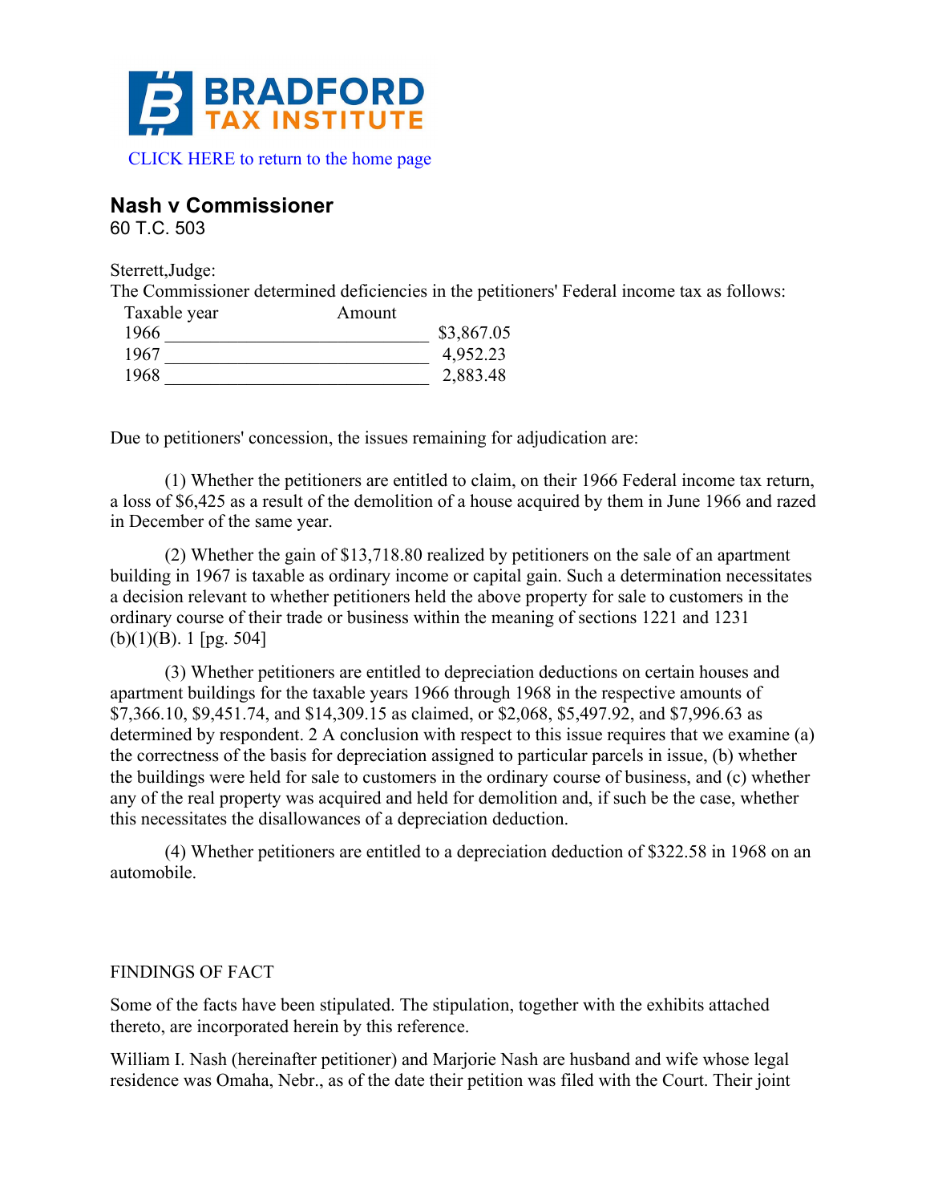CLICK HERE to return to the home page

## Nash v Commissioner

60 T.C. 503

Sterrett,Judge:

The Commissioner determined deficiencies in the petitioners' Federal income tax as follows:

| Taxable year | Amount |
|---|---|
| 1966 | $3,867.05 |
| 1967 | 4,952.23 |
| 1968 | 2,883.48 |

Due to petitioners' concession, the issues remaining for adjudication are:

(1) Whether the petitioners are entitled to claim, on their 1966 Federal income tax return, a loss of $6,425 as a result of the demolition of a house acquired by them in June 1966 and razed in December of the same year.

(2) Whether the gain of $13,718.80 realized by petitioners on the sale of an apartment building in 1967 is taxable as ordinary income or capital gain. Such a determination necessitates a decision relevant to whether petitioners held the above property for sale to customers in the ordinary course of their trade or business within the meaning of sections 1221 and 1231 (b)(1)(B). 1 [pg. 504]

(3) Whether petitioners are entitled to depreciation deductions on certain houses and apartment buildings for the taxable years 1966 through 1968 in the respective amounts of $7,366.10, $9,451.74, and $14,309.15 as claimed, or $2,068, $5,497.92, and $7,996.63 as determined by respondent. 2 A conclusion with respect to this issue requires that we examine (a) the correctness of the basis for depreciation assigned to particular parcels in issue, (b) whether the buildings were held for sale to customers in the ordinary course of business, and (c) whether any of the real property was acquired and held for demolition and, if such be the case, whether this necessitates the disallowances of a depreciation deduction.

(4) Whether petitioners are entitled to a depreciation deduction of $322.58 in 1968 on an automobile.

FINDINGS OF FACT

Some of the facts have been stipulated. The stipulation, together with the exhibits attached thereto, are incorporated herein by this reference.

William I. Nash (hereinafter petitioner) and Marjorie Nash are husband and wife whose legal residence was Omaha, Nebr., as of the date their petition was filed with the Court. Their joint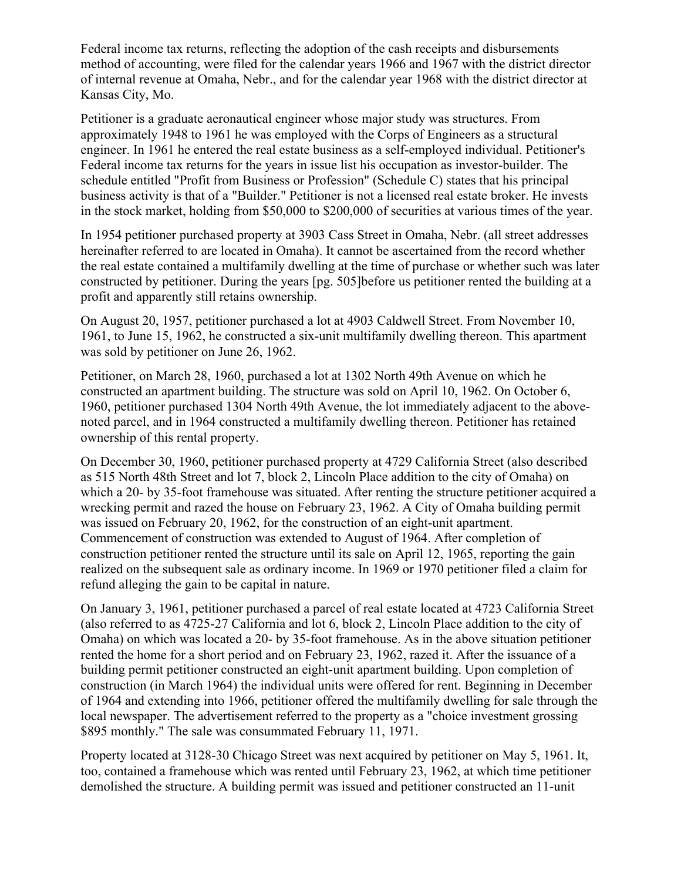Federal income tax returns, reflecting the adoption of the cash receipts and disbursements method of accounting, were filed for the calendar years 1966 and 1967 with the district director of internal revenue at Omaha, Nebr., and for the calendar year 1968 with the district director at Kansas City, Mo.

Petitioner is a graduate aeronautical engineer whose major study was structures. From approximately 1948 to 1961 he was employed with the Corps of Engineers as a structural engineer. In 1961 he entered the real estate business as a self-employed individual. Petitioner's Federal income tax returns for the years in issue list his occupation as investor-builder. The schedule entitled "Profit from Business or Profession" (Schedule C) states that his principal business activity is that of a "Builder." Petitioner is not a licensed real estate broker. He invests in the stock market, holding from $50,000 to $200,000 of securities at various times of the year.

In 1954 petitioner purchased property at 3903 Cass Street in Omaha, Nebr. (all street addresses hereinafter referred to are located in Omaha). It cannot be ascertained from the record whether the real estate contained a multifamily dwelling at the time of purchase or whether such was later constructed by petitioner. During the years [pg. 505]before us petitioner rented the building at a profit and apparently still retains ownership.

On August 20, 1957, petitioner purchased a lot at 4903 Caldwell Street. From November 10, 1961, to June 15, 1962, he constructed a six-unit multifamily dwelling thereon. This apartment was sold by petitioner on June 26, 1962.

Petitioner, on March 28, 1960, purchased a lot at 1302 North 49th Avenue on which he constructed an apartment building. The structure was sold on April 10, 1962. On October 6, 1960, petitioner purchased 1304 North 49th Avenue, the lot immediately adjacent to the above-noted parcel, and in 1964 constructed a multifamily dwelling thereon. Petitioner has retained ownership of this rental property.

On December 30, 1960, petitioner purchased property at 4729 California Street (also described as 515 North 48th Street and lot 7, block 2, Lincoln Place addition to the city of Omaha) on which a 20- by 35-foot framehouse was situated. After renting the structure petitioner acquired a wrecking permit and razed the house on February 23, 1962. A City of Omaha building permit was issued on February 20, 1962, for the construction of an eight-unit apartment. Commencement of construction was extended to August of 1964. After completion of construction petitioner rented the structure until its sale on April 12, 1965, reporting the gain realized on the subsequent sale as ordinary income. In 1969 or 1970 petitioner filed a claim for refund alleging the gain to be capital in nature.

On January 3, 1961, petitioner purchased a parcel of real estate located at 4723 California Street (also referred to as 4725-27 California and lot 6, block 2, Lincoln Place addition to the city of Omaha) on which was located a 20- by 35-foot framehouse. As in the above situation petitioner rented the home for a short period and on February 23, 1962, razed it. After the issuance of a building permit petitioner constructed an eight-unit apartment building. Upon completion of construction (in March 1964) the individual units were offered for rent. Beginning in December of 1964 and extending into 1966, petitioner offered the multifamily dwelling for sale through the local newspaper. The advertisement referred to the property as a "choice investment grossing $895 monthly." The sale was consummated February 11, 1971.

Property located at 3128-30 Chicago Street was next acquired by petitioner on May 5, 1961. It, too, contained a framehouse which was rented until February 23, 1962, at which time petitioner demolished the structure. A building permit was issued and petitioner constructed an 11-unit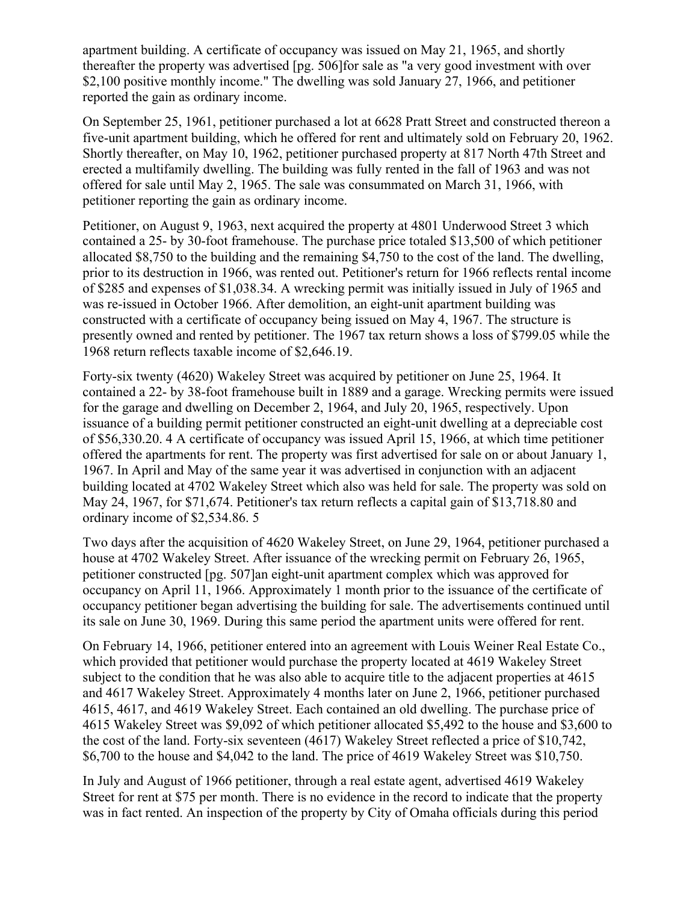apartment building. A certificate of occupancy was issued on May 21, 1965, and shortly thereafter the property was advertised [pg. 506]for sale as "a very good investment with over $2,100 positive monthly income." The dwelling was sold January 27, 1966, and petitioner reported the gain as ordinary income.

On September 25, 1961, petitioner purchased a lot at 6628 Pratt Street and constructed thereon a five-unit apartment building, which he offered for rent and ultimately sold on February 20, 1962. Shortly thereafter, on May 10, 1962, petitioner purchased property at 817 North 47th Street and erected a multifamily dwelling. The building was fully rented in the fall of 1963 and was not offered for sale until May 2, 1965. The sale was consummated on March 31, 1966, with petitioner reporting the gain as ordinary income.

Petitioner, on August 9, 1963, next acquired the property at 4801 Underwood Street 3 which contained a 25- by 30-foot framehouse. The purchase price totaled $13,500 of which petitioner allocated $8,750 to the building and the remaining $4,750 to the cost of the land. The dwelling, prior to its destruction in 1966, was rented out. Petitioner's return for 1966 reflects rental income of $285 and expenses of $1,038.34. A wrecking permit was initially issued in July of 1965 and was re-issued in October 1966. After demolition, an eight-unit apartment building was constructed with a certificate of occupancy being issued on May 4, 1967. The structure is presently owned and rented by petitioner. The 1967 tax return shows a loss of $799.05 while the 1968 return reflects taxable income of $2,646.19.

Forty-six twenty (4620) Wakeley Street was acquired by petitioner on June 25, 1964. It contained a 22- by 38-foot framehouse built in 1889 and a garage. Wrecking permits were issued for the garage and dwelling on December 2, 1964, and July 20, 1965, respectively. Upon issuance of a building permit petitioner constructed an eight-unit dwelling at a depreciable cost of $56,330.20. 4 A certificate of occupancy was issued April 15, 1966, at which time petitioner offered the apartments for rent. The property was first advertised for sale on or about January 1, 1967. In April and May of the same year it was advertised in conjunction with an adjacent building located at 4702 Wakeley Street which also was held for sale. The property was sold on May 24, 1967, for $71,674. Petitioner's tax return reflects a capital gain of $13,718.80 and ordinary income of $2,534.86. 5

Two days after the acquisition of 4620 Wakeley Street, on June 29, 1964, petitioner purchased a house at 4702 Wakeley Street. After issuance of the wrecking permit on February 26, 1965, petitioner constructed [pg. 507]an eight-unit apartment complex which was approved for occupancy on April 11, 1966. Approximately 1 month prior to the issuance of the certificate of occupancy petitioner began advertising the building for sale. The advertisements continued until its sale on June 30, 1969. During this same period the apartment units were offered for rent.

On February 14, 1966, petitioner entered into an agreement with Louis Weiner Real Estate Co., which provided that petitioner would purchase the property located at 4619 Wakeley Street subject to the condition that he was also able to acquire title to the adjacent properties at 4615 and 4617 Wakeley Street. Approximately 4 months later on June 2, 1966, petitioner purchased 4615, 4617, and 4619 Wakeley Street. Each contained an old dwelling. The purchase price of 4615 Wakeley Street was $9,092 of which petitioner allocated $5,492 to the house and $3,600 to the cost of the land. Forty-six seventeen (4617) Wakeley Street reflected a price of $10,742, $6,700 to the house and $4,042 to the land. The price of 4619 Wakeley Street was $10,750.

In July and August of 1966 petitioner, through a real estate agent, advertised 4619 Wakeley Street for rent at $75 per month. There is no evidence in the record to indicate that the property was in fact rented. An inspection of the property by City of Omaha officials during this period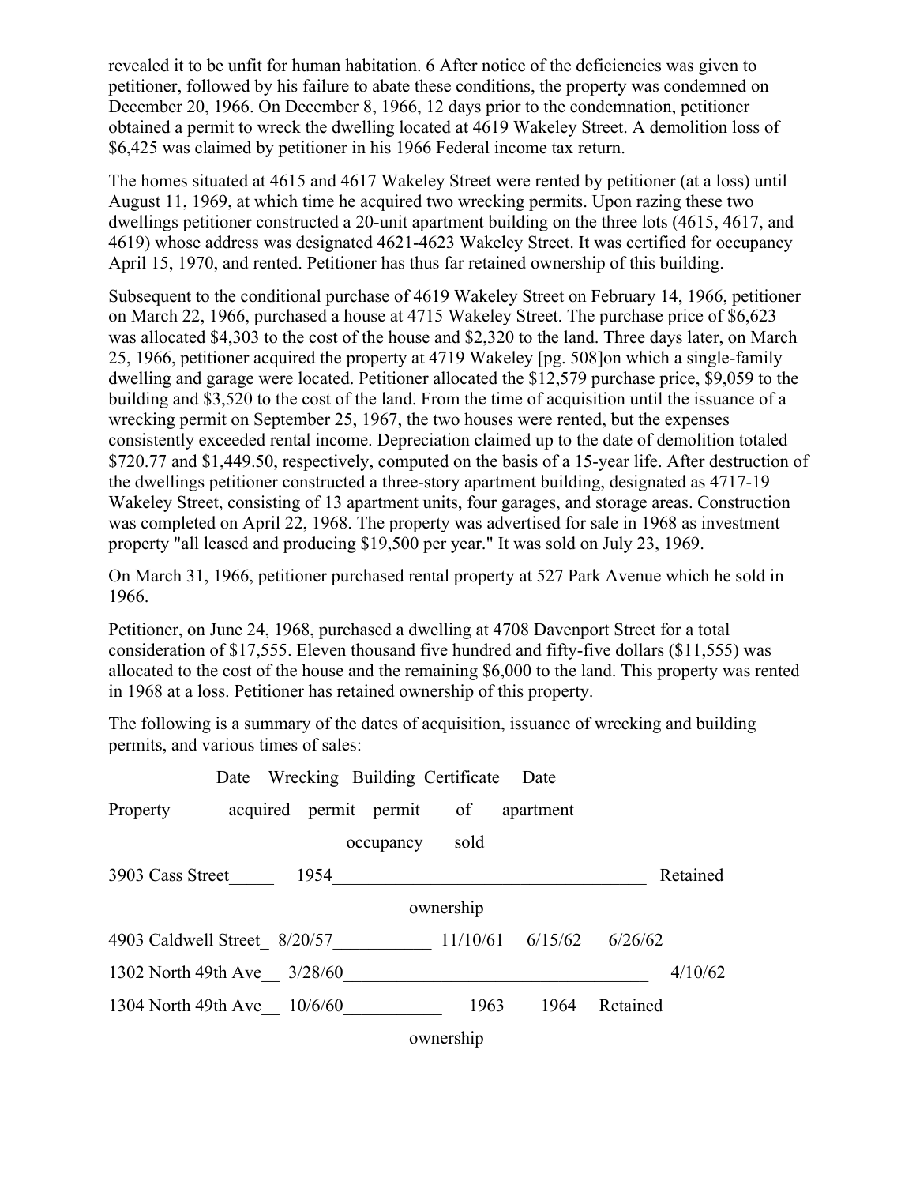revealed it to be unfit for human habitation. [6] After notice of the deficiencies was given to petitioner, followed by his failure to abate these conditions, the property was condemned on December 20, 1966. On December 8, 1966, 12 days prior to the condemnation, petitioner obtained a permit to wreck the dwelling located at 4619 Wakeley Street. A demolition loss of $6,425 was claimed by petitioner in his 1966 Federal income tax return.

The homes situated at 4615 and 4617 Wakeley Street were rented by petitioner (at a loss) until August 11, 1969, at which time he acquired two wrecking permits. Upon razing these two dwellings petitioner constructed a 20-unit apartment building on the three lots (4615, 4617, and 4619) whose address was designated 4621-4623 Wakeley Street. It was certified for occupancy April 15, 1970, and rented. Petitioner has thus far retained ownership of this building.

Subsequent to the conditional purchase of 4619 Wakeley Street on February 14, 1966, petitioner on March 22, 1966, purchased a house at 4715 Wakeley Street. The purchase price of $6,623 was allocated $4,303 to the cost of the house and $2,320 to the land. Three days later, on March 25, 1966, petitioner acquired the property at 4719 Wakeley [pg. 508]on which a single-family dwelling and garage were located. Petitioner allocated the $12,579 purchase price, $9,059 to the building and $3,520 to the cost of the land. From the time of acquisition until the issuance of a wrecking permit on September 25, 1967, the two houses were rented, but the expenses consistently exceeded rental income. Depreciation claimed up to the date of demolition totaled $720.77 and $1,449.50, respectively, computed on the basis of a 15-year life. After destruction of the dwellings petitioner constructed a three-story apartment building, designated as 4717-19 Wakeley Street, consisting of 13 apartment units, four garages, and storage areas. Construction was completed on April 22, 1968. The property was advertised for sale in 1968 as investment property "all leased and producing $19,500 per year." It was sold on July 23, 1969.

On March 31, 1966, petitioner purchased rental property at 527 Park Avenue which he sold in 1966.

Petitioner, on June 24, 1968, purchased a dwelling at 4708 Davenport Street for a total consideration of $17,555. Eleven thousand five hundred and fifty-five dollars ($11,555) was allocated to the cost of the house and the remaining $6,000 to the land. This property was rented in 1968 at a loss. Petitioner has retained ownership of this property.

The following is a summary of the dates of acquisition, issuance of wrecking and building permits, and various times of sales:

| Property | Date acquired | Wrecking permit | Building permit | Certificate of occupancy | Date apartment sold |
|---|---|---|---|---|---|
| 3903 Cass Street | 1954 | | | | Retained ownership |
| 4903 Caldwell Street | 8/20/57 | | 11/10/61 | 6/15/62 | 6/26/62 |
| 1302 North 49th Ave | 3/28/60 | | | | 4/10/62 |
| 1304 North 49th Ave | 10/6/60 | | 1963 | 1964 | Retained ownership |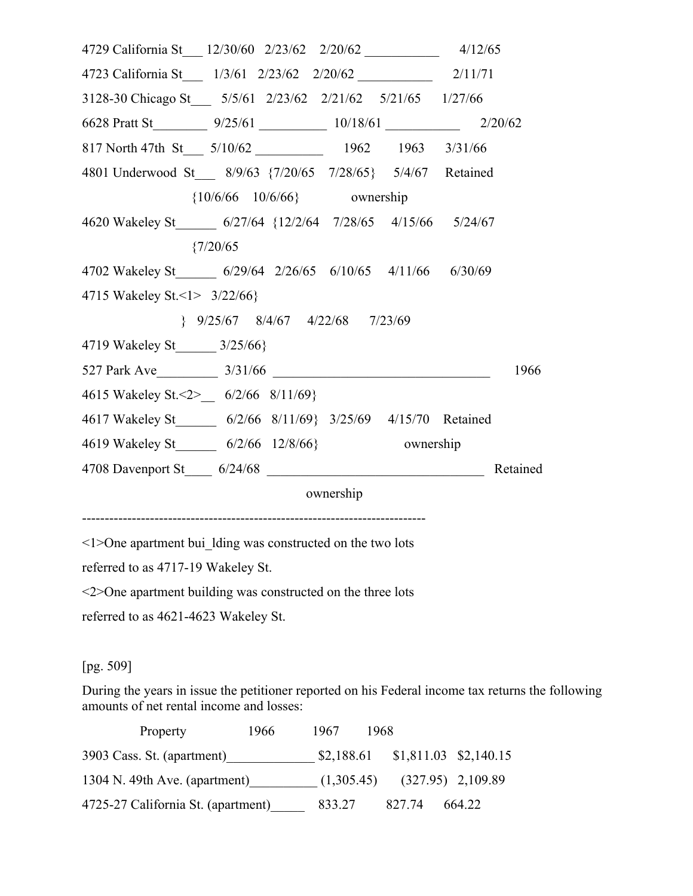4729 California St___ 12/30/60 2/23/62 2/20/62 ___________ 4/12/65

4723 California St___ 1/3/61 2/23/62 2/20/62 ___________ 2/11/71

3128-30 Chicago St___ 5/5/61 2/23/62 2/21/62 5/21/65 1/27/66

6628 Pratt St________ 9/25/61 __________ 10/18/61 ___________ 2/20/62

817 North 47th St___ 5/10/62 __________ 1962 1963 3/31/66

4801 Underwood St___ 8/9/63 {7/20/65 7/28/65} 5/4/67 Retained

{10/6/66 10/6/66} ownership

4620 Wakeley St______ 6/27/64 {12/2/64 7/28/65 4/15/66 5/24/67

{7/20/65

4702 Wakeley St______ 6/29/64 2/26/65 6/10/65 4/11/66 6/30/69

4715 Wakeley St.<1> 3/22/66}

} 9/25/67 8/4/67 4/22/68 7/23/69

4719 Wakeley St______ 3/25/66}

527 Park Ave_________ 3/31/66 ________________________________ 1966

4615 Wakeley St.<2>__ 6/2/66 8/11/69}

4617 Wakeley St______ 6/2/66 8/11/69} 3/25/69 4/15/70 Retained

4619 Wakeley St______ 6/2/66 12/8/66} ownership

4708 Davenport St____ 6/24/68 ________________________________ Retained

ownership

---------------------------------------------------------------------------

<1>One apartment bui_lding was constructed on the two lots referred to as 4717-19 Wakeley St.

<2>One apartment building was constructed on the three lots referred to as 4621-4623 Wakeley St.

[pg. 509]

During the years in issue the petitioner reported on his Federal income tax returns the following amounts of net rental income and losses:

| Property | 1966 | 1967 | 1968 |
|---|---|---|---|
| 3903 Cass. St. (apartment)_____________ | $2,188.61 | $1,811.03 | $2,140.15 |
| 1304 N. 49th Ave. (apartment)__________ | (1,305.45) | (327.95) | 2,109.89 |
| 4725-27 California St. (apartment)_____ | 833.27 | 827.74 | 664.22 |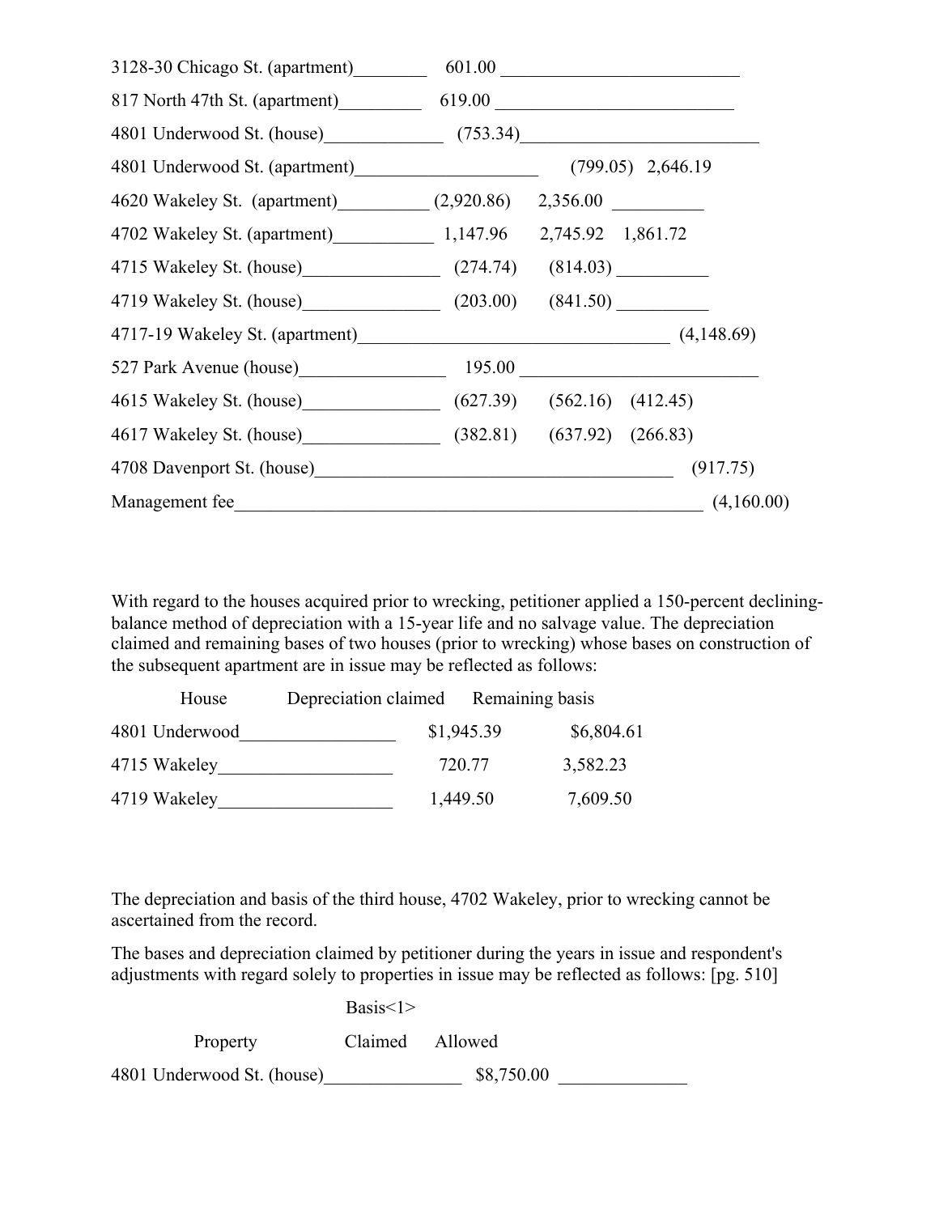| | | | |
|---|---|---|---|
| 3128-30 Chicago St. (apartment) | 601.00 | | |
| 817 North 47th St. (apartment) | 619.00 | | |
| 4801 Underwood St. (house) | (753.34) | | |
| 4801 Underwood St. (apartment) | | (799.05) | 2,646.19 |
| 4620 Wakeley St. (apartment) | (2,920.86) | 2,356.00 | |
| 4702 Wakeley St. (apartment) | 1,147.96 | 2,745.92 | 1,861.72 |
| 4715 Wakeley St. (house) | (274.74) | (814.03) | |
| 4719 Wakeley St. (house) | (203.00) | (841.50) | |
| 4717-19 Wakeley St. (apartment) | | | (4,148.69) |
| 527 Park Avenue (house) | 195.00 | | |
| 4615 Wakeley St. (house) | (627.39) | (562.16) | (412.45) |
| 4617 Wakeley St. (house) | (382.81) | (637.92) | (266.83) |
| 4708 Davenport St. (house) | | | (917.75) |
| Management fee | | | (4,160.00) |

With regard to the houses acquired prior to wrecking, petitioner applied a 150-percent declining-balance method of depreciation with a 15-year life and no salvage value. The depreciation claimed and remaining bases of two houses (prior to wrecking) whose bases on construction of the subsequent apartment are in issue may be reflected as follows:

| House | Depreciation claimed | Remaining basis |
|---|---|---|
| 4801 Underwood | $1,945.39 | $6,804.61 |
| 4715 Wakeley | 720.77 | 3,582.23 |
| 4719 Wakeley | 1,449.50 | 7,609.50 |

The depreciation and basis of the third house, 4702 Wakeley, prior to wrecking cannot be ascertained from the record.

The bases and depreciation claimed by petitioner during the years in issue and respondent's adjustments with regard solely to properties in issue may be reflected as follows: [pg. 510]

| | Basis<1> | |
|---|---|---|
| Property | Claimed | Allowed |
| 4801 Underwood St. (house) | $8,750.00 | |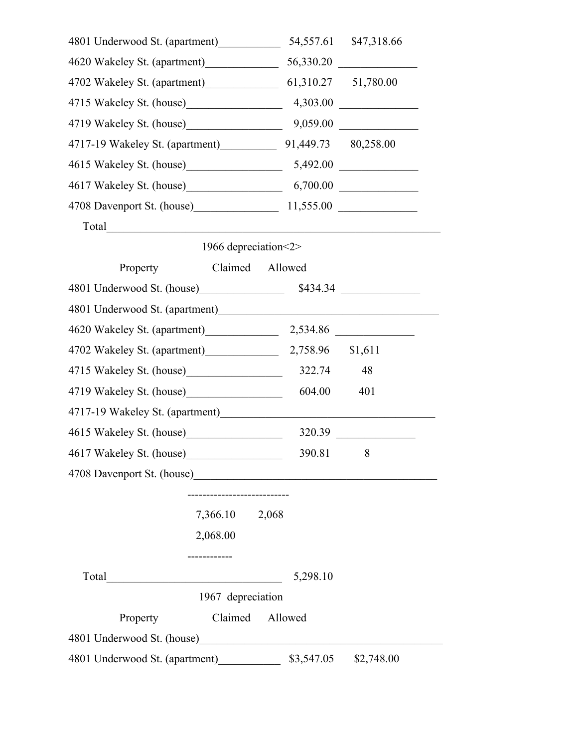| | | |
|---|---|---|
| 4801 Underwood St. (apartment) | 54,557.61 | $47,318.66 |
| 4620 Wakeley St. (apartment) | 56,330.20 | |
| 4702 Wakeley St. (apartment) | 61,310.27 | 51,780.00 |
| 4715 Wakeley St. (house) | 4,303.00 | |
| 4719 Wakeley St. (house) | 9,059.00 | |
| 4717-19 Wakeley St. (apartment) | 91,449.73 | 80,258.00 |
| 4615 Wakeley St. (house) | 5,492.00 | |
| 4617 Wakeley St. (house) | 6,700.00 | |
| 4708 Davenport St. (house) | 11,555.00 | |
| Total | | |

1966 depreciation<2>

| Property | Claimed | Allowed |
|---|---|---|
| 4801 Underwood St. (house) | $434.34 | |
| 4801 Underwood St. (apartment) | | |
| 4620 Wakeley St. (apartment) | 2,534.86 | |
| 4702 Wakeley St. (apartment) | 2,758.96 | $1,611 |
| 4715 Wakeley St. (house) | 322.74 | 48 |
| 4719 Wakeley St. (house) | 604.00 | 401 |
| 4717-19 Wakeley St. (apartment) | | |
| 4615 Wakeley St. (house) | 320.39 | |
| 4617 Wakeley St. (house) | 390.81 | 8 |
| 4708 Davenport St. (house) | | |
| | 7,366.10 | 2,068 |
| | 2,068.00 | |
| Total | 5,298.10 | |

1967 depreciation

| Property | Claimed | Allowed |
|---|---|---|
| 4801 Underwood St. (house) | | |
| 4801 Underwood St. (apartment) | $3,547.05 | $2,748.00 |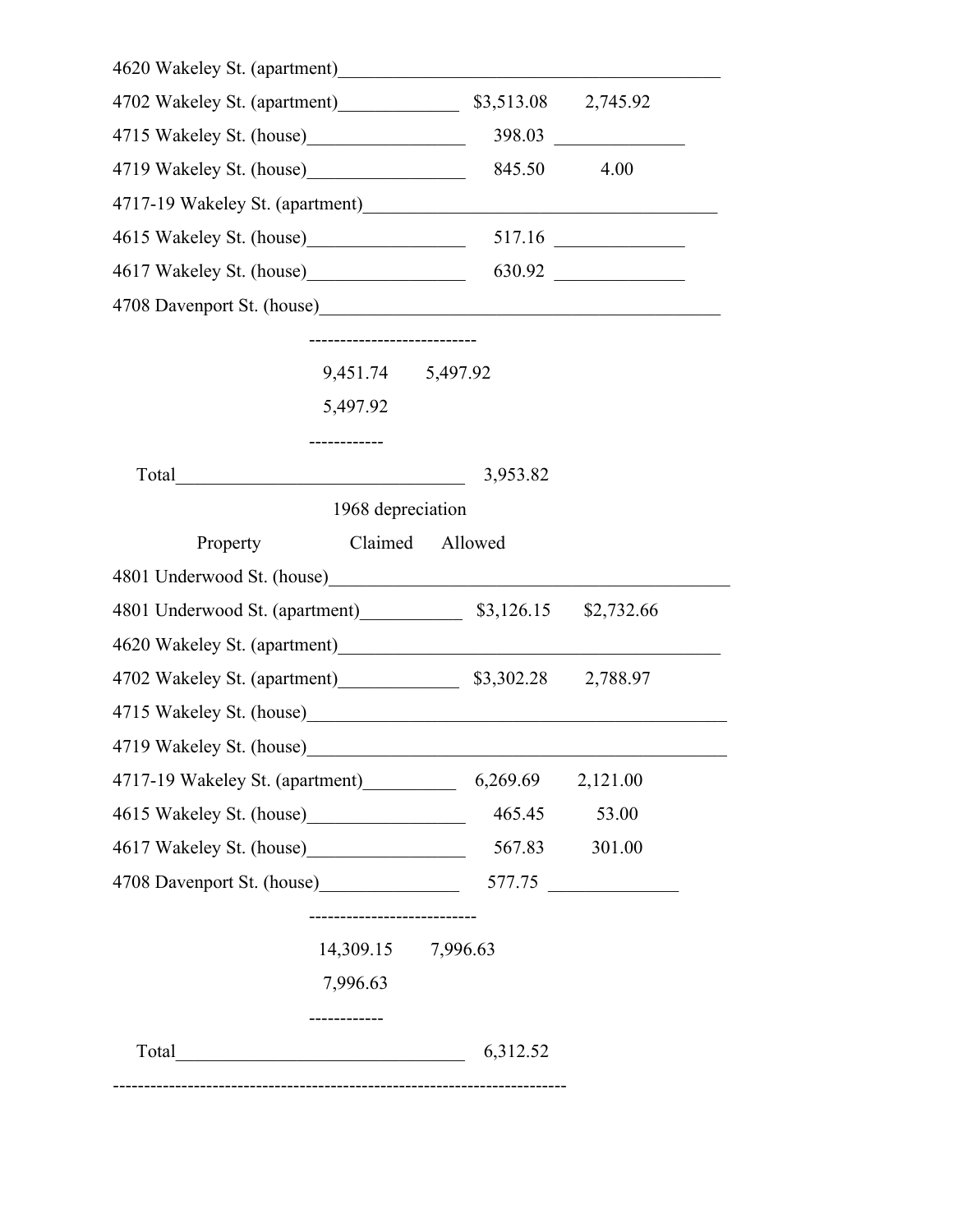| Property | Claimed | Allowed |
|---|---|---|
| 4620 Wakeley St. (apartment) | | |
| 4702 Wakeley St. (apartment) | $3,513.08 | 2,745.92 |
| 4715 Wakeley St. (house) | 398.03 | |
| 4719 Wakeley St. (house) | 845.50 | 4.00 |
| 4717-19 Wakeley St. (apartment) | | |
| 4615 Wakeley St. (house) | 517.16 | |
| 4617 Wakeley St. (house) | 630.92 | |
| 4708 Davenport St. (house) | | |
| | 9,451.74 | 5,497.92 |
| | 5,497.92 | |
| Total | 3,953.82 | |

1968 depreciation

| Property | Claimed | Allowed |
|---|---|---|
| 4801 Underwood St. (house) | | |
| 4801 Underwood St. (apartment) | $3,126.15 | $2,732.66 |
| 4620 Wakeley St. (apartment) | | |
| 4702 Wakeley St. (apartment) | $3,302.28 | 2,788.97 |
| 4715 Wakeley St. (house) | | |
| 4719 Wakeley St. (house) | | |
| 4717-19 Wakeley St. (apartment) | 6,269.69 | 2,121.00 |
| 4615 Wakeley St. (house) | 465.45 | 53.00 |
| 4617 Wakeley St. (house) | 567.83 | 301.00 |
| 4708 Davenport St. (house) | 577.75 | |
| | 14,309.15 | 7,996.63 |
| | 7,996.63 | |
| Total | 6,312.52 | |

---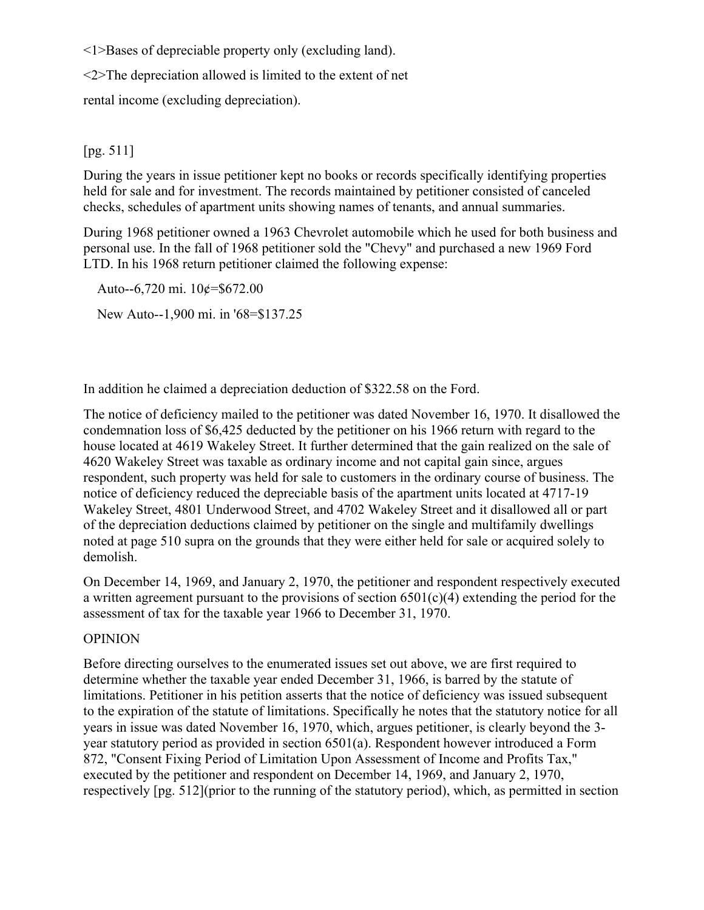<1>Bases of depreciable property only (excluding land).

<2>The depreciation allowed is limited to the extent of net rental income (excluding depreciation).

[pg. 511]

During the years in issue petitioner kept no books or records specifically identifying properties held for sale and for investment. The records maintained by petitioner consisted of canceled checks, schedules of apartment units showing names of tenants, and annual summaries.

During 1968 petitioner owned a 1963 Chevrolet automobile which he used for both business and personal use. In the fall of 1968 petitioner sold the "Chevy" and purchased a new 1969 Ford LTD. In his 1968 return petitioner claimed the following expense:

Auto--6,720 mi. 10¢=$672.00

New Auto--1,900 mi. in '68=$137.25

In addition he claimed a depreciation deduction of $322.58 on the Ford.

The notice of deficiency mailed to the petitioner was dated November 16, 1970. It disallowed the condemnation loss of $6,425 deducted by the petitioner on his 1966 return with regard to the house located at 4619 Wakeley Street. It further determined that the gain realized on the sale of 4620 Wakeley Street was taxable as ordinary income and not capital gain since, argues respondent, such property was held for sale to customers in the ordinary course of business. The notice of deficiency reduced the depreciable basis of the apartment units located at 4717-19 Wakeley Street, 4801 Underwood Street, and 4702 Wakeley Street and it disallowed all or part of the depreciation deductions claimed by petitioner on the single and multifamily dwellings noted at page 510 supra on the grounds that they were either held for sale or acquired solely to demolish.

On December 14, 1969, and January 2, 1970, the petitioner and respondent respectively executed a written agreement pursuant to the provisions of section 6501(c)(4) extending the period for the assessment of tax for the taxable year 1966 to December 31, 1970.

## OPINION

Before directing ourselves to the enumerated issues set out above, we are first required to determine whether the taxable year ended December 31, 1966, is barred by the statute of limitations. Petitioner in his petition asserts that the notice of deficiency was issued subsequent to the expiration of the statute of limitations. Specifically he notes that the statutory notice for all years in issue was dated November 16, 1970, which, argues petitioner, is clearly beyond the 3-year statutory period as provided in section 6501(a). Respondent however introduced a Form 872, "Consent Fixing Period of Limitation Upon Assessment of Income and Profits Tax," executed by the petitioner and respondent on December 14, 1969, and January 2, 1970, respectively [pg. 512](prior to the running of the statutory period), which, as permitted in section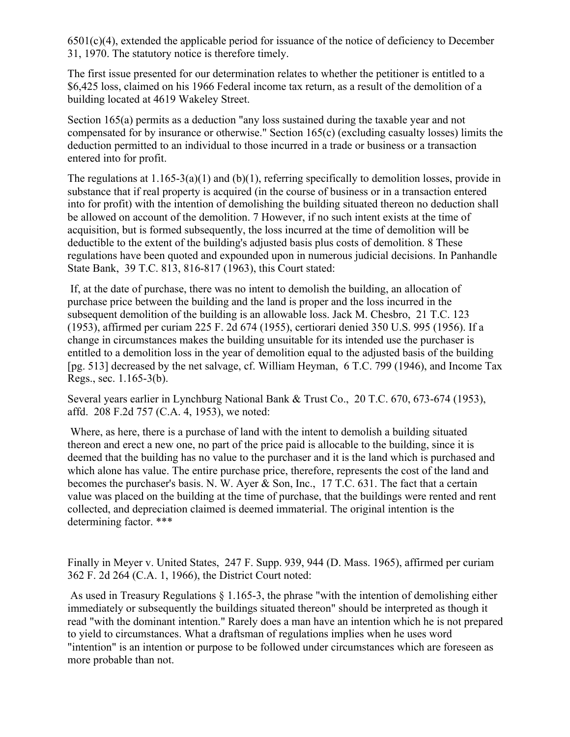6501(c)(4), extended the applicable period for issuance of the notice of deficiency to December 31, 1970. The statutory notice is therefore timely.

The first issue presented for our determination relates to whether the petitioner is entitled to a $6,425 loss, claimed on his 1966 Federal income tax return, as a result of the demolition of a building located at 4619 Wakeley Street.

Section 165(a) permits as a deduction "any loss sustained during the taxable year and not compensated for by insurance or otherwise." Section 165(c) (excluding casualty losses) limits the deduction permitted to an individual to those incurred in a trade or business or a transaction entered into for profit.

The regulations at 1.165-3(a)(1) and (b)(1), referring specifically to demolition losses, provide in substance that if real property is acquired (in the course of business or in a transaction entered into for profit) with the intention of demolishing the building situated thereon no deduction shall be allowed on account of the demolition. 7 However, if no such intent exists at the time of acquisition, but is formed subsequently, the loss incurred at the time of demolition will be deductible to the extent of the building's adjusted basis plus costs of demolition. 8 These regulations have been quoted and expounded upon in numerous judicial decisions. In Panhandle State Bank, 39 T.C. 813, 816-817 (1963), this Court stated:

> If, at the date of purchase, there was no intent to demolish the building, an allocation of purchase price between the building and the land is proper and the loss incurred in the subsequent demolition of the building is an allowable loss. Jack M. Chesbro, 21 T.C. 123 (1953), affirmed per curiam 225 F. 2d 674 (1955), certiorari denied 350 U.S. 995 (1956). If a change in circumstances makes the building unsuitable for its intended use the purchaser is entitled to a demolition loss in the year of demolition equal to the adjusted basis of the building [pg. 513] decreased by the net salvage, cf. William Heyman, 6 T.C. 799 (1946), and Income Tax Regs., sec. 1.165-3(b).

Several years earlier in Lynchburg National Bank & Trust Co., 20 T.C. 670, 673-674 (1953), affd. 208 F.2d 757 (C.A. 4, 1953), we noted:

> Where, as here, there is a purchase of land with the intent to demolish a building situated thereon and erect a new one, no part of the price paid is allocable to the building, since it is deemed that the building has no value to the purchaser and it is the land which is purchased and which alone has value. The entire purchase price, therefore, represents the cost of the land and becomes the purchaser's basis. N. W. Ayer & Son, Inc., 17 T.C. 631. The fact that a certain value was placed on the building at the time of purchase, that the buildings were rented and rent collected, and depreciation claimed is deemed immaterial. The original intention is the determining factor. ***

Finally in Meyer v. United States, 247 F. Supp. 939, 944 (D. Mass. 1965), affirmed per curiam 362 F. 2d 264 (C.A. 1, 1966), the District Court noted:

> As used in Treasury Regulations § 1.165-3, the phrase "with the intention of demolishing either immediately or subsequently the buildings situated thereon" should be interpreted as though it read "with the dominant intention." Rarely does a man have an intention which he is not prepared to yield to circumstances. What a draftsman of regulations implies when he uses word "intention" is an intention or purpose to be followed under circumstances which are foreseen as more probable than not.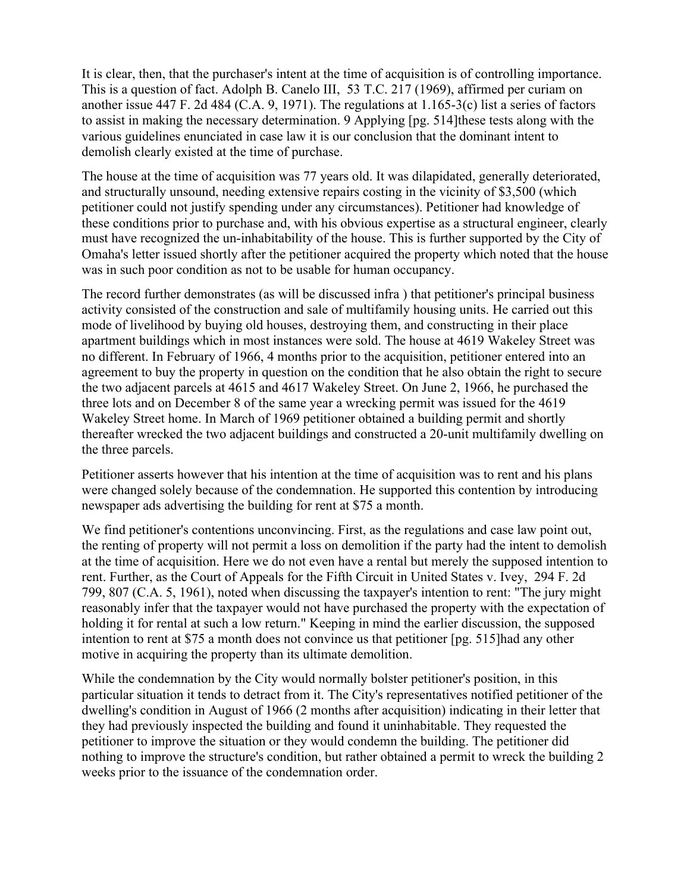It is clear, then, that the purchaser's intent at the time of acquisition is of controlling importance. This is a question of fact. Adolph B. Canelo III, 53 T.C. 217 (1969), affirmed per curiam on another issue 447 F. 2d 484 (C.A. 9, 1971). The regulations at 1.165-3(c) list a series of factors to assist in making the necessary determination. 9 Applying [pg. 514]these tests along with the various guidelines enunciated in case law it is our conclusion that the dominant intent to demolish clearly existed at the time of purchase.

The house at the time of acquisition was 77 years old. It was dilapidated, generally deteriorated, and structurally unsound, needing extensive repairs costing in the vicinity of $3,500 (which petitioner could not justify spending under any circumstances). Petitioner had knowledge of these conditions prior to purchase and, with his obvious expertise as a structural engineer, clearly must have recognized the un-inhabitability of the house. This is further supported by the City of Omaha's letter issued shortly after the petitioner acquired the property which noted that the house was in such poor condition as not to be usable for human occupancy.

The record further demonstrates (as will be discussed infra ) that petitioner's principal business activity consisted of the construction and sale of multifamily housing units. He carried out this mode of livelihood by buying old houses, destroying them, and constructing in their place apartment buildings which in most instances were sold. The house at 4619 Wakeley Street was no different. In February of 1966, 4 months prior to the acquisition, petitioner entered into an agreement to buy the property in question on the condition that he also obtain the right to secure the two adjacent parcels at 4615 and 4617 Wakeley Street. On June 2, 1966, he purchased the three lots and on December 8 of the same year a wrecking permit was issued for the 4619 Wakeley Street home. In March of 1969 petitioner obtained a building permit and shortly thereafter wrecked the two adjacent buildings and constructed a 20-unit multifamily dwelling on the three parcels.

Petitioner asserts however that his intention at the time of acquisition was to rent and his plans were changed solely because of the condemnation. He supported this contention by introducing newspaper ads advertising the building for rent at $75 a month.

We find petitioner's contentions unconvincing. First, as the regulations and case law point out, the renting of property will not permit a loss on demolition if the party had the intent to demolish at the time of acquisition. Here we do not even have a rental but merely the supposed intention to rent. Further, as the Court of Appeals for the Fifth Circuit in United States v. Ivey, 294 F. 2d 799, 807 (C.A. 5, 1961), noted when discussing the taxpayer's intention to rent: "The jury might reasonably infer that the taxpayer would not have purchased the property with the expectation of holding it for rental at such a low return." Keeping in mind the earlier discussion, the supposed intention to rent at $75 a month does not convince us that petitioner [pg. 515]had any other motive in acquiring the property than its ultimate demolition.

While the condemnation by the City would normally bolster petitioner's position, in this particular situation it tends to detract from it. The City's representatives notified petitioner of the dwelling's condition in August of 1966 (2 months after acquisition) indicating in their letter that they had previously inspected the building and found it uninhabitable. They requested the petitioner to improve the situation or they would condemn the building. The petitioner did nothing to improve the structure's condition, but rather obtained a permit to wreck the building 2 weeks prior to the issuance of the condemnation order.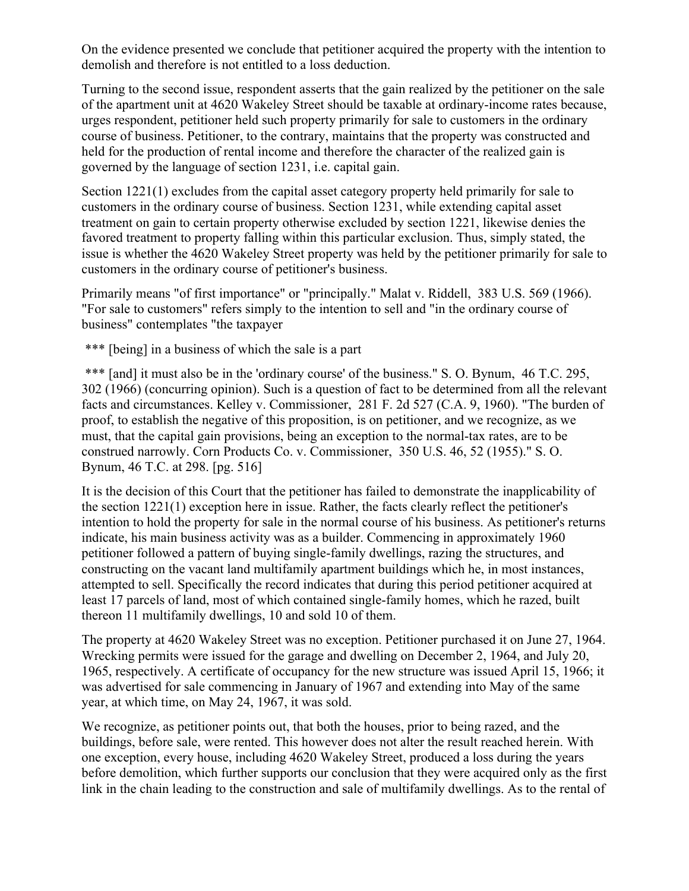On the evidence presented we conclude that petitioner acquired the property with the intention to demolish and therefore is not entitled to a loss deduction.

Turning to the second issue, respondent asserts that the gain realized by the petitioner on the sale of the apartment unit at 4620 Wakeley Street should be taxable at ordinary-income rates because, urges respondent, petitioner held such property primarily for sale to customers in the ordinary course of business. Petitioner, to the contrary, maintains that the property was constructed and held for the production of rental income and therefore the character of the realized gain is governed by the language of section 1231, i.e. capital gain.

Section 1221(1) excludes from the capital asset category property held primarily for sale to customers in the ordinary course of business. Section 1231, while extending capital asset treatment on gain to certain property otherwise excluded by section 1221, likewise denies the favored treatment to property falling within this particular exclusion. Thus, simply stated, the issue is whether the 4620 Wakeley Street property was held by the petitioner primarily for sale to customers in the ordinary course of petitioner's business.

Primarily means "of first importance" or "principally." Malat v. Riddell, 383 U.S. 569 (1966). "For sale to customers" refers simply to the intention to sell and "in the ordinary course of business" contemplates "the taxpayer

*** [being] in a business of which the sale is a part

*** [and] it must also be in the 'ordinary course' of the business." S. O. Bynum, 46 T.C. 295, 302 (1966) (concurring opinion). Such is a question of fact to be determined from all the relevant facts and circumstances. Kelley v. Commissioner, 281 F. 2d 527 (C.A. 9, 1960). "The burden of proof, to establish the negative of this proposition, is on petitioner, and we recognize, as we must, that the capital gain provisions, being an exception to the normal-tax rates, are to be construed narrowly. Corn Products Co. v. Commissioner, 350 U.S. 46, 52 (1955)." S. O. Bynum, 46 T.C. at 298. [pg. 516]

It is the decision of this Court that the petitioner has failed to demonstrate the inapplicability of the section 1221(1) exception here in issue. Rather, the facts clearly reflect the petitioner's intention to hold the property for sale in the normal course of his business. As petitioner's returns indicate, his main business activity was as a builder. Commencing in approximately 1960 petitioner followed a pattern of buying single-family dwellings, razing the structures, and constructing on the vacant land multifamily apartment buildings which he, in most instances, attempted to sell. Specifically the record indicates that during this period petitioner acquired at least 17 parcels of land, most of which contained single-family homes, which he razed, built thereon 11 multifamily dwellings, 10 and sold 10 of them.

The property at 4620 Wakeley Street was no exception. Petitioner purchased it on June 27, 1964. Wrecking permits were issued for the garage and dwelling on December 2, 1964, and July 20, 1965, respectively. A certificate of occupancy for the new structure was issued April 15, 1966; it was advertised for sale commencing in January of 1967 and extending into May of the same year, at which time, on May 24, 1967, it was sold.

We recognize, as petitioner points out, that both the houses, prior to being razed, and the buildings, before sale, were rented. This however does not alter the result reached herein. With one exception, every house, including 4620 Wakeley Street, produced a loss during the years before demolition, which further supports our conclusion that they were acquired only as the first link in the chain leading to the construction and sale of multifamily dwellings. As to the rental of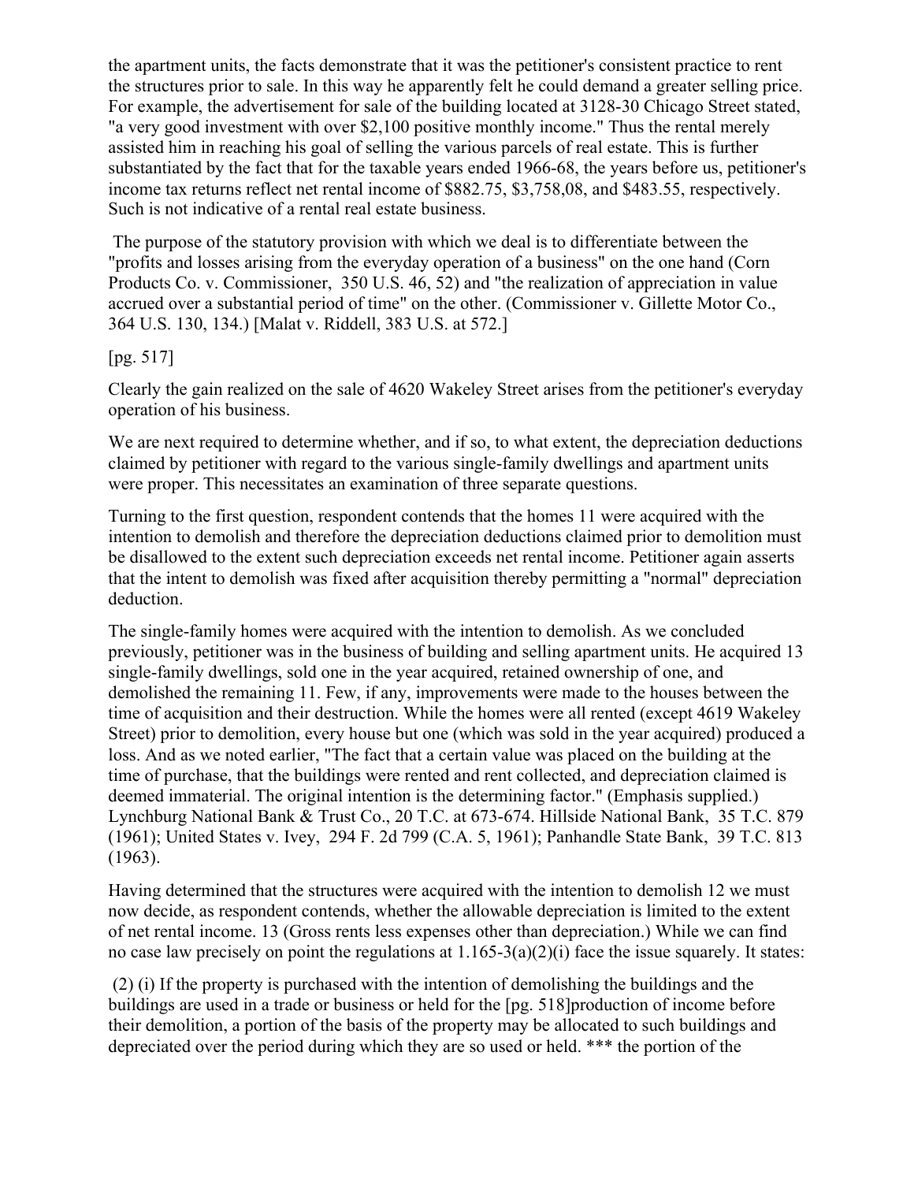the apartment units, the facts demonstrate that it was the petitioner's consistent practice to rent the structures prior to sale. In this way he apparently felt he could demand a greater selling price. For example, the advertisement for sale of the building located at 3128-30 Chicago Street stated, "a very good investment with over $2,100 positive monthly income." Thus the rental merely assisted him in reaching his goal of selling the various parcels of real estate. This is further substantiated by the fact that for the taxable years ended 1966-68, the years before us, petitioner's income tax returns reflect net rental income of $882.75, $3,758,08, and $483.55, respectively. Such is not indicative of a rental real estate business.

The purpose of the statutory provision with which we deal is to differentiate between the "profits and losses arising from the everyday operation of a business" on the one hand (Corn Products Co. v. Commissioner, 350 U.S. 46, 52) and "the realization of appreciation in value accrued over a substantial period of time" on the other. (Commissioner v. Gillette Motor Co., 364 U.S. 130, 134.) [Malat v. Riddell, 383 U.S. at 572.]

[pg. 517]

Clearly the gain realized on the sale of 4620 Wakeley Street arises from the petitioner's everyday operation of his business.

We are next required to determine whether, and if so, to what extent, the depreciation deductions claimed by petitioner with regard to the various single-family dwellings and apartment units were proper. This necessitates an examination of three separate questions.

Turning to the first question, respondent contends that the homes 11 were acquired with the intention to demolish and therefore the depreciation deductions claimed prior to demolition must be disallowed to the extent such depreciation exceeds net rental income. Petitioner again asserts that the intent to demolish was fixed after acquisition thereby permitting a "normal" depreciation deduction.

The single-family homes were acquired with the intention to demolish. As we concluded previously, petitioner was in the business of building and selling apartment units. He acquired 13 single-family dwellings, sold one in the year acquired, retained ownership of one, and demolished the remaining 11. Few, if any, improvements were made to the houses between the time of acquisition and their destruction. While the homes were all rented (except 4619 Wakeley Street) prior to demolition, every house but one (which was sold in the year acquired) produced a loss. And as we noted earlier, "The fact that a certain value was placed on the building at the time of purchase, that the buildings were rented and rent collected, and depreciation claimed is deemed immaterial. The original intention is the determining factor." (Emphasis supplied.) Lynchburg National Bank & Trust Co., 20 T.C. at 673-674. Hillside National Bank, 35 T.C. 879 (1961); United States v. Ivey, 294 F. 2d 799 (C.A. 5, 1961); Panhandle State Bank, 39 T.C. 813 (1963).

Having determined that the structures were acquired with the intention to demolish 12 we must now decide, as respondent contends, whether the allowable depreciation is limited to the extent of net rental income. 13 (Gross rents less expenses other than depreciation.) While we can find no case law precisely on point the regulations at 1.165-3(a)(2)(i) face the issue squarely. It states:

(2) (i) If the property is purchased with the intention of demolishing the buildings and the buildings are used in a trade or business or held for the [pg. 518]production of income before their demolition, a portion of the basis of the property may be allocated to such buildings and depreciated over the period during which they are so used or held. *** the portion of the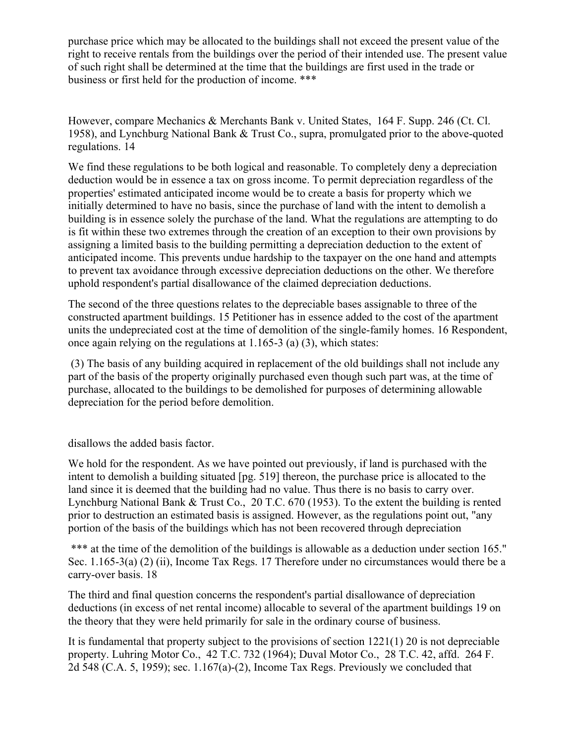purchase price which may be allocated to the buildings shall not exceed the present value of the right to receive rentals from the buildings over the period of their intended use. The present value of such right shall be determined at the time that the buildings are first used in the trade or business or first held for the production of income. ***

However, compare Mechanics & Merchants Bank v. United States, 164 F. Supp. 246 (Ct. Cl. 1958), and Lynchburg National Bank & Trust Co., supra, promulgated prior to the above-quoted regulations. 14

We find these regulations to be both logical and reasonable. To completely deny a depreciation deduction would be in essence a tax on gross income. To permit depreciation regardless of the properties' estimated anticipated income would be to create a basis for property which we initially determined to have no basis, since the purchase of land with the intent to demolish a building is in essence solely the purchase of the land. What the regulations are attempting to do is fit within these two extremes through the creation of an exception to their own provisions by assigning a limited basis to the building permitting a depreciation deduction to the extent of anticipated income. This prevents undue hardship to the taxpayer on the one hand and attempts to prevent tax avoidance through excessive depreciation deductions on the other. We therefore uphold respondent's partial disallowance of the claimed depreciation deductions.

The second of the three questions relates to the depreciable bases assignable to three of the constructed apartment buildings. 15 Petitioner has in essence added to the cost of the apartment units the undepreciated cost at the time of demolition of the single-family homes. 16 Respondent, once again relying on the regulations at 1.165-3 (a) (3), which states:

(3) The basis of any building acquired in replacement of the old buildings shall not include any part of the basis of the property originally purchased even though such part was, at the time of purchase, allocated to the buildings to be demolished for purposes of determining allowable depreciation for the period before demolition.

disallows the added basis factor.

We hold for the respondent. As we have pointed out previously, if land is purchased with the intent to demolish a building situated [pg. 519] thereon, the purchase price is allocated to the land since it is deemed that the building had no value. Thus there is no basis to carry over. Lynchburg National Bank & Trust Co., 20 T.C. 670 (1953). To the extent the building is rented prior to destruction an estimated basis is assigned. However, as the regulations point out, "any portion of the basis of the buildings which has not been recovered through depreciation

*** at the time of the demolition of the buildings is allowable as a deduction under section 165." Sec. 1.165-3(a) (2) (ii), Income Tax Regs. 17 Therefore under no circumstances would there be a carry-over basis. 18

The third and final question concerns the respondent's partial disallowance of depreciation deductions (in excess of net rental income) allocable to several of the apartment buildings 19 on the theory that they were held primarily for sale in the ordinary course of business.

It is fundamental that property subject to the provisions of section 1221(1) 20 is not depreciable property. Luhring Motor Co., 42 T.C. 732 (1964); Duval Motor Co., 28 T.C. 42, affd. 264 F. 2d 548 (C.A. 5, 1959); sec. 1.167(a)-(2), Income Tax Regs. Previously we concluded that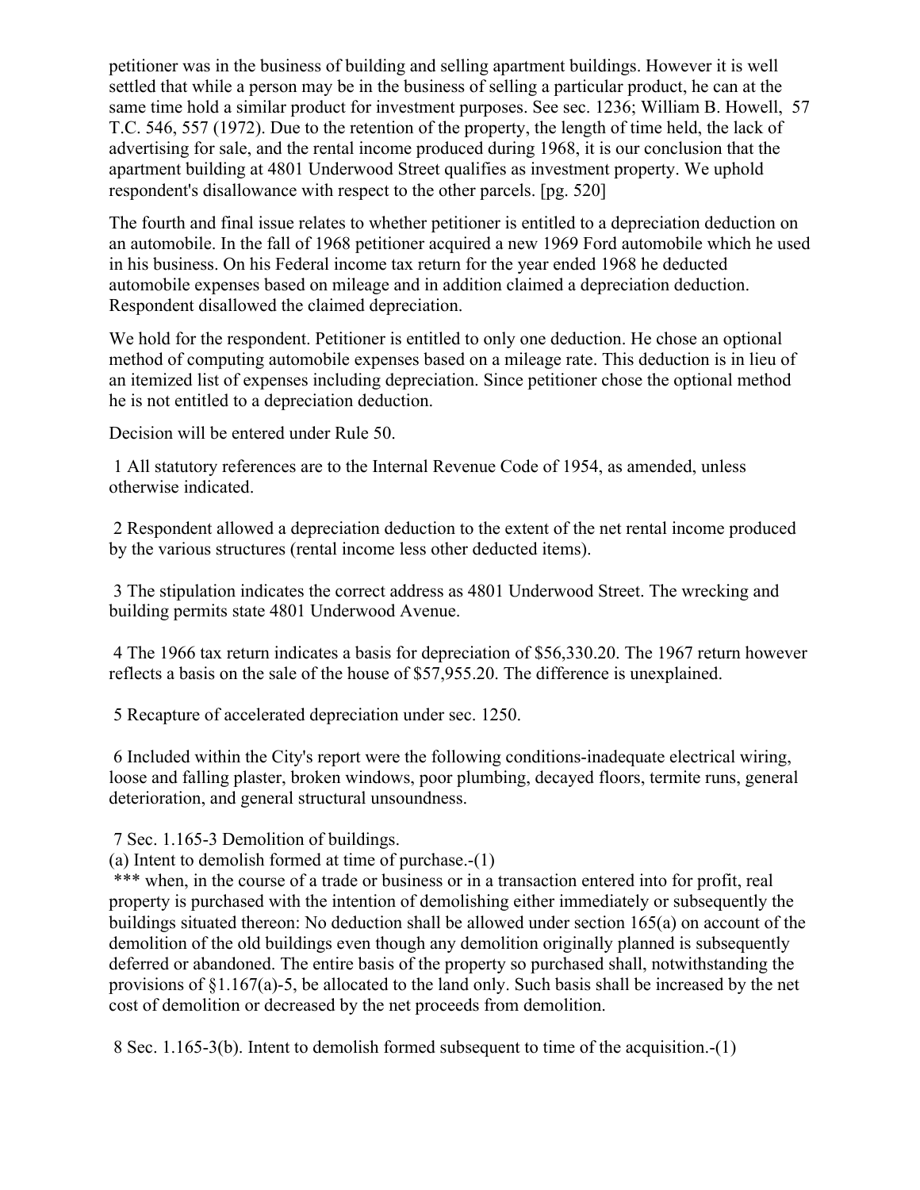petitioner was in the business of building and selling apartment buildings. However it is well settled that while a person may be in the business of selling a particular product, he can at the same time hold a similar product for investment purposes. See sec. 1236; William B. Howell, 57 T.C. 546, 557 (1972). Due to the retention of the property, the length of time held, the lack of advertising for sale, and the rental income produced during 1968, it is our conclusion that the apartment building at 4801 Underwood Street qualifies as investment property. We uphold respondent's disallowance with respect to the other parcels. [pg. 520]

The fourth and final issue relates to whether petitioner is entitled to a depreciation deduction on an automobile. In the fall of 1968 petitioner acquired a new 1969 Ford automobile which he used in his business. On his Federal income tax return for the year ended 1968 he deducted automobile expenses based on mileage and in addition claimed a depreciation deduction. Respondent disallowed the claimed depreciation.

We hold for the respondent. Petitioner is entitled to only one deduction. He chose an optional method of computing automobile expenses based on a mileage rate. This deduction is in lieu of an itemized list of expenses including depreciation. Since petitioner chose the optional method he is not entitled to a depreciation deduction.

Decision will be entered under Rule 50.

1 All statutory references are to the Internal Revenue Code of 1954, as amended, unless otherwise indicated.

2 Respondent allowed a depreciation deduction to the extent of the net rental income produced by the various structures (rental income less other deducted items).

3 The stipulation indicates the correct address as 4801 Underwood Street. The wrecking and building permits state 4801 Underwood Avenue.

4 The 1966 tax return indicates a basis for depreciation of $56,330.20. The 1967 return however reflects a basis on the sale of the house of $57,955.20. The difference is unexplained.

5 Recapture of accelerated depreciation under sec. 1250.

6 Included within the City's report were the following conditions-inadequate electrical wiring, loose and falling plaster, broken windows, poor plumbing, decayed floors, termite runs, general deterioration, and general structural unsoundness.

7 Sec. 1.165-3 Demolition of buildings.
(a) Intent to demolish formed at time of purchase.-(1)
*** when, in the course of a trade or business or in a transaction entered into for profit, real property is purchased with the intention of demolishing either immediately or subsequently the buildings situated thereon: No deduction shall be allowed under section 165(a) on account of the demolition of the old buildings even though any demolition originally planned is subsequently deferred or abandoned. The entire basis of the property so purchased shall, notwithstanding the provisions of §1.167(a)-5, be allocated to the land only. Such basis shall be increased by the net cost of demolition or decreased by the net proceeds from demolition.

8 Sec. 1.165-3(b). Intent to demolish formed subsequent to time of the acquisition.-(1)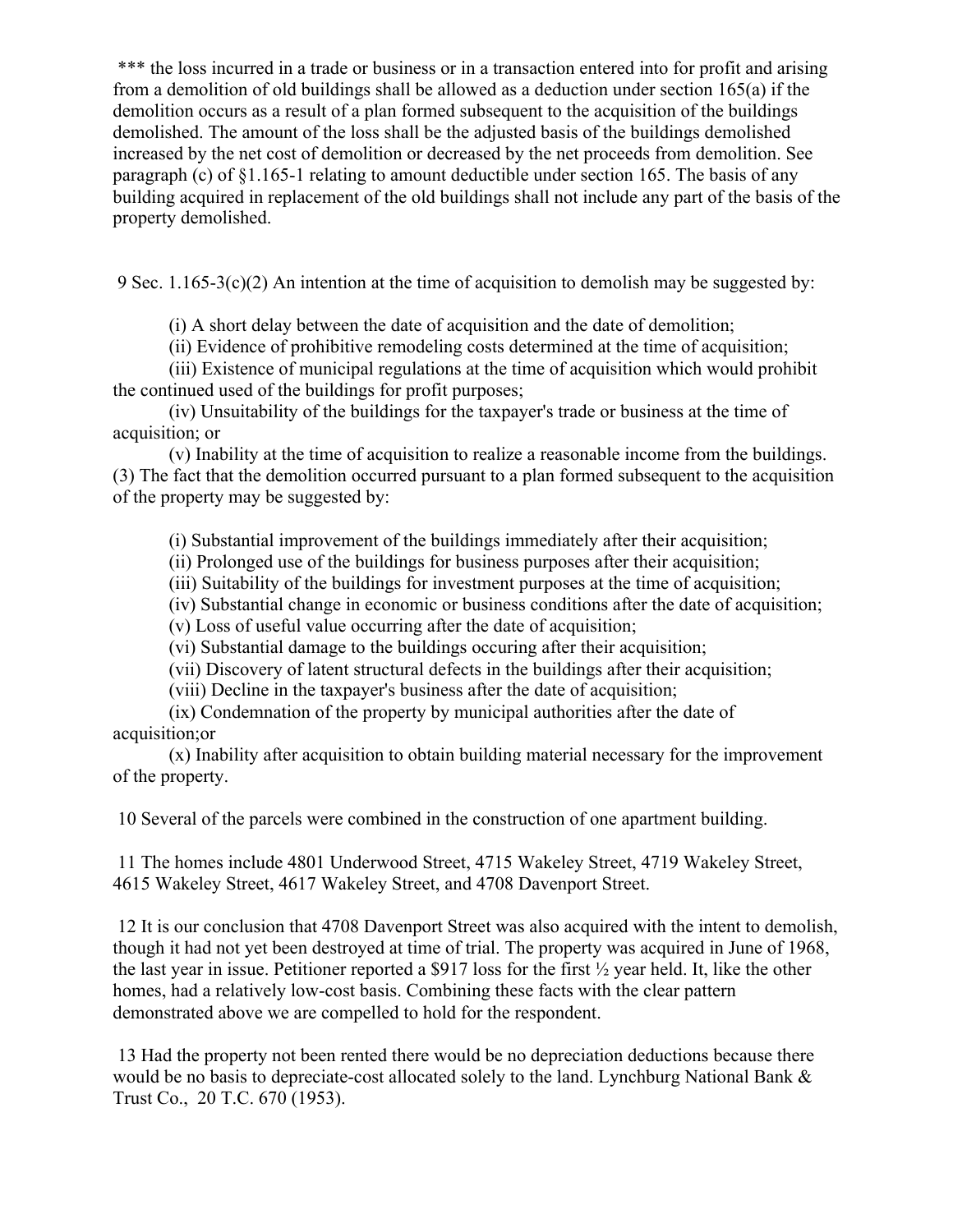*** the loss incurred in a trade or business or in a transaction entered into for profit and arising from a demolition of old buildings shall be allowed as a deduction under section 165(a) if the demolition occurs as a result of a plan formed subsequent to the acquisition of the buildings demolished. The amount of the loss shall be the adjusted basis of the buildings demolished increased by the net cost of demolition or decreased by the net proceeds from demolition. See paragraph (c) of §1.165-1 relating to amount deductible under section 165. The basis of any building acquired in replacement of the old buildings shall not include any part of the basis of the property demolished.

9 Sec. 1.165-3(c)(2) An intention at the time of acquisition to demolish may be suggested by:

(i) A short delay between the date of acquisition and the date of demolition;

(ii) Evidence of prohibitive remodeling costs determined at the time of acquisition;

(iii) Existence of municipal regulations at the time of acquisition which would prohibit the continued used of the buildings for profit purposes;

(iv) Unsuitability of the buildings for the taxpayer's trade or business at the time of acquisition; or

(v) Inability at the time of acquisition to realize a reasonable income from the buildings.

(3) The fact that the demolition occurred pursuant to a plan formed subsequent to the acquisition of the property may be suggested by:

(i) Substantial improvement of the buildings immediately after their acquisition;

(ii) Prolonged use of the buildings for business purposes after their acquisition;

(iii) Suitability of the buildings for investment purposes at the time of acquisition;

(iv) Substantial change in economic or business conditions after the date of acquisition;

(v) Loss of useful value occurring after the date of acquisition;

(vi) Substantial damage to the buildings occuring after their acquisition;

(vii) Discovery of latent structural defects in the buildings after their acquisition;

(viii) Decline in the taxpayer's business after the date of acquisition;

(ix) Condemnation of the property by municipal authorities after the date of acquisition;or

(x) Inability after acquisition to obtain building material necessary for the improvement of the property.

10 Several of the parcels were combined in the construction of one apartment building.

11 The homes include 4801 Underwood Street, 4715 Wakeley Street, 4719 Wakeley Street, 4615 Wakeley Street, 4617 Wakeley Street, and 4708 Davenport Street.

12 It is our conclusion that 4708 Davenport Street was also acquired with the intent to demolish, though it had not yet been destroyed at time of trial. The property was acquired in June of 1968, the last year in issue. Petitioner reported a $917 loss for the first ½ year held. It, like the other homes, had a relatively low-cost basis. Combining these facts with the clear pattern demonstrated above we are compelled to hold for the respondent.

13 Had the property not been rented there would be no depreciation deductions because there would be no basis to depreciate-cost allocated solely to the land. Lynchburg National Bank & Trust Co., 20 T.C. 670 (1953).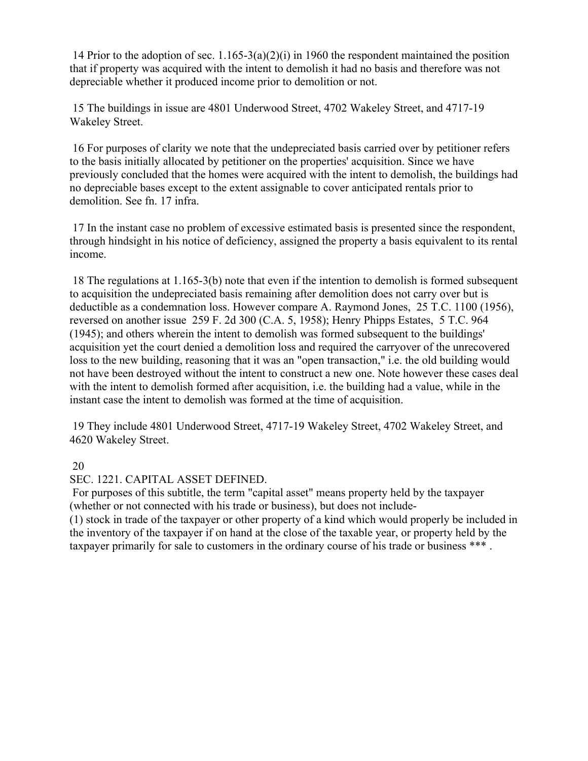14 Prior to the adoption of sec. 1.165-3(a)(2)(i) in 1960 the respondent maintained the position that if property was acquired with the intent to demolish it had no basis and therefore was not depreciable whether it produced income prior to demolition or not.

15 The buildings in issue are 4801 Underwood Street, 4702 Wakeley Street, and 4717-19 Wakeley Street.

16 For purposes of clarity we note that the undepreciated basis carried over by petitioner refers to the basis initially allocated by petitioner on the properties' acquisition. Since we have previously concluded that the homes were acquired with the intent to demolish, the buildings had no depreciable bases except to the extent assignable to cover anticipated rentals prior to demolition. See fn. 17 infra.

17 In the instant case no problem of excessive estimated basis is presented since the respondent, through hindsight in his notice of deficiency, assigned the property a basis equivalent to its rental income.

18 The regulations at 1.165-3(b) note that even if the intention to demolish is formed subsequent to acquisition the undepreciated basis remaining after demolition does not carry over but is deductible as a condemnation loss. However compare A. Raymond Jones, 25 T.C. 1100 (1956), reversed on another issue 259 F. 2d 300 (C.A. 5, 1958); Henry Phipps Estates, 5 T.C. 964 (1945); and others wherein the intent to demolish was formed subsequent to the buildings' acquisition yet the court denied a demolition loss and required the carryover of the unrecovered loss to the new building, reasoning that it was an "open transaction," i.e. the old building would not have been destroyed without the intent to construct a new one. Note however these cases deal with the intent to demolish formed after acquisition, i.e. the building had a value, while in the instant case the intent to demolish was formed at the time of acquisition.

19 They include 4801 Underwood Street, 4717-19 Wakeley Street, 4702 Wakeley Street, and 4620 Wakeley Street.

20

SEC. 1221. CAPITAL ASSET DEFINED.

For purposes of this subtitle, the term "capital asset" means property held by the taxpayer (whether or not connected with his trade or business), but does not include-

(1) stock in trade of the taxpayer or other property of a kind which would properly be included in the inventory of the taxpayer if on hand at the close of the taxable year, or property held by the taxpayer primarily for sale to customers in the ordinary course of his trade or business *** .